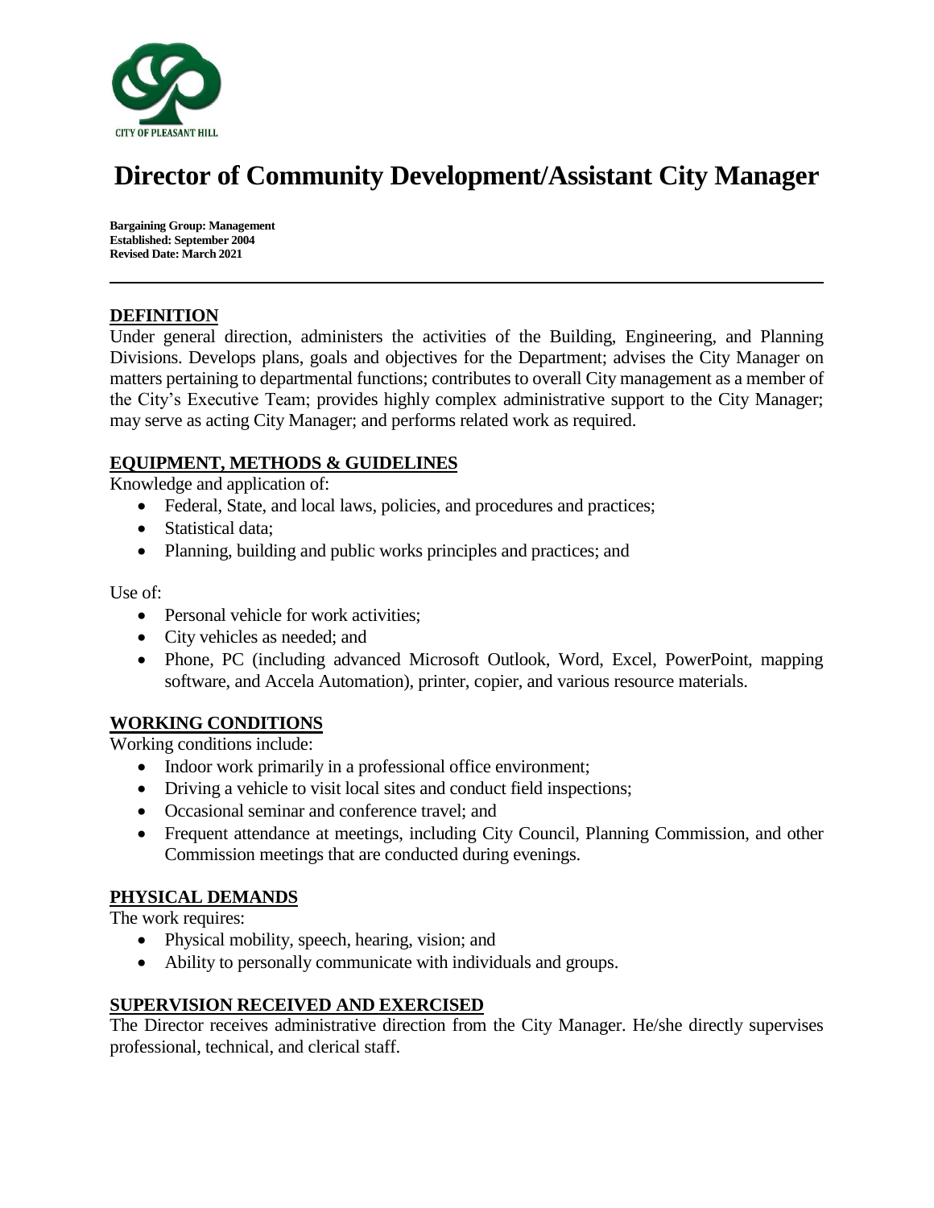CITY OF PLEASANT HILL

# Director of Community Development/Assistant City Manager

**Bargaining Group: Management**
**Established: September 2004**
**Revised Date: March 2021**

---

## DEFINITION

Under general direction, administers the activities of the Building, Engineering, and Planning Divisions. Develops plans, goals and objectives for the Department; advises the City Manager on matters pertaining to departmental functions; contributes to overall City management as a member of the City's Executive Team; provides highly complex administrative support to the City Manager; may serve as acting City Manager; and performs related work as required.

## EQUIPMENT, METHODS & GUIDELINES

Knowledge and application of:

- Federal, State, and local laws, policies, and procedures and practices;
- Statistical data;
- Planning, building and public works principles and practices; and

Use of:

- Personal vehicle for work activities;
- City vehicles as needed; and
- Phone, PC (including advanced Microsoft Outlook, Word, Excel, PowerPoint, mapping software, and Accela Automation), printer, copier, and various resource materials.

## WORKING CONDITIONS

Working conditions include:

- Indoor work primarily in a professional office environment;
- Driving a vehicle to visit local sites and conduct field inspections;
- Occasional seminar and conference travel; and
- Frequent attendance at meetings, including City Council, Planning Commission, and other Commission meetings that are conducted during evenings.

## PHYSICAL DEMANDS

The work requires:

- Physical mobility, speech, hearing, vision; and
- Ability to personally communicate with individuals and groups.

## SUPERVISION RECEIVED AND EXERCISED

The Director receives administrative direction from the City Manager. He/she directly supervises professional, technical, and clerical staff.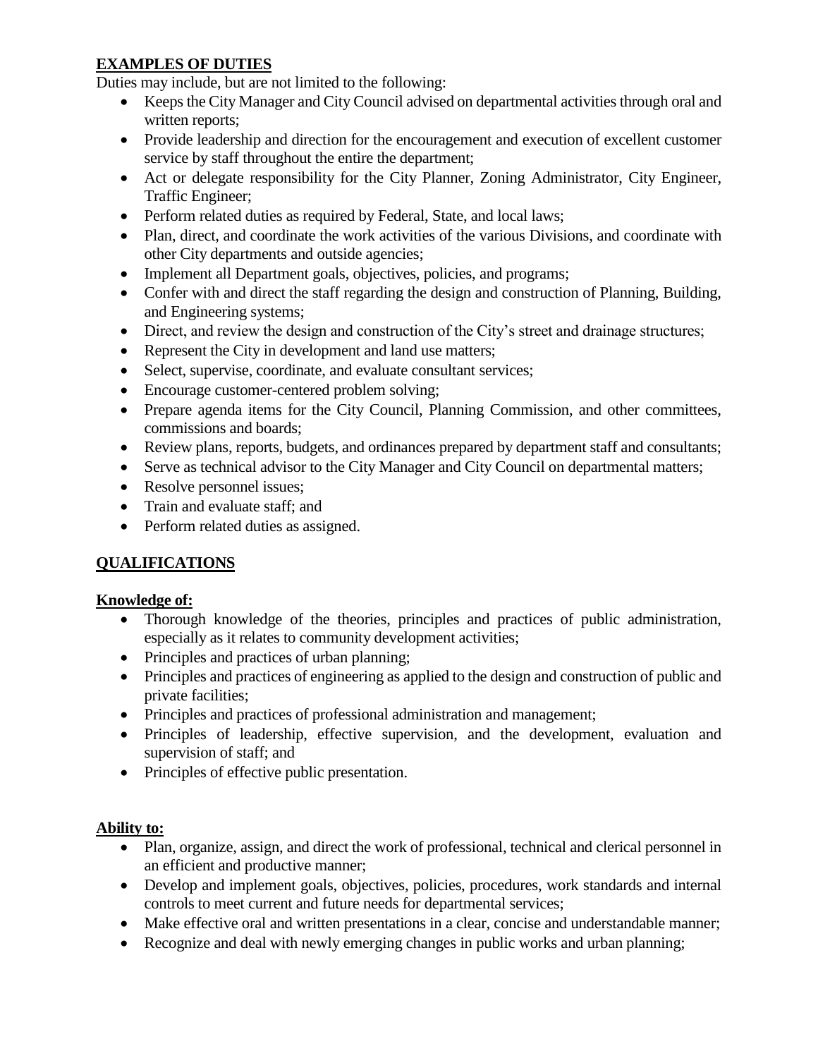**EXAMPLES OF DUTIES**

Duties may include, but are not limited to the following:

- Keeps the City Manager and City Council advised on departmental activities through oral and written reports;
- Provide leadership and direction for the encouragement and execution of excellent customer service by staff throughout the entire the department;
- Act or delegate responsibility for the City Planner, Zoning Administrator, City Engineer, Traffic Engineer;
- Perform related duties as required by Federal, State, and local laws;
- Plan, direct, and coordinate the work activities of the various Divisions, and coordinate with other City departments and outside agencies;
- Implement all Department goals, objectives, policies, and programs;
- Confer with and direct the staff regarding the design and construction of Planning, Building, and Engineering systems;
- Direct, and review the design and construction of the City's street and drainage structures;
- Represent the City in development and land use matters;
- Select, supervise, coordinate, and evaluate consultant services;
- Encourage customer-centered problem solving;
- Prepare agenda items for the City Council, Planning Commission, and other committees, commissions and boards;
- Review plans, reports, budgets, and ordinances prepared by department staff and consultants;
- Serve as technical advisor to the City Manager and City Council on departmental matters;
- Resolve personnel issues;
- Train and evaluate staff; and
- Perform related duties as assigned.

**QUALIFICATIONS**

**Knowledge of:**

- Thorough knowledge of the theories, principles and practices of public administration, especially as it relates to community development activities;
- Principles and practices of urban planning;
- Principles and practices of engineering as applied to the design and construction of public and private facilities;
- Principles and practices of professional administration and management;
- Principles of leadership, effective supervision, and the development, evaluation and supervision of staff; and
- Principles of effective public presentation.

**Ability to:**

- Plan, organize, assign, and direct the work of professional, technical and clerical personnel in an efficient and productive manner;
- Develop and implement goals, objectives, policies, procedures, work standards and internal controls to meet current and future needs for departmental services;
- Make effective oral and written presentations in a clear, concise and understandable manner;
- Recognize and deal with newly emerging changes in public works and urban planning;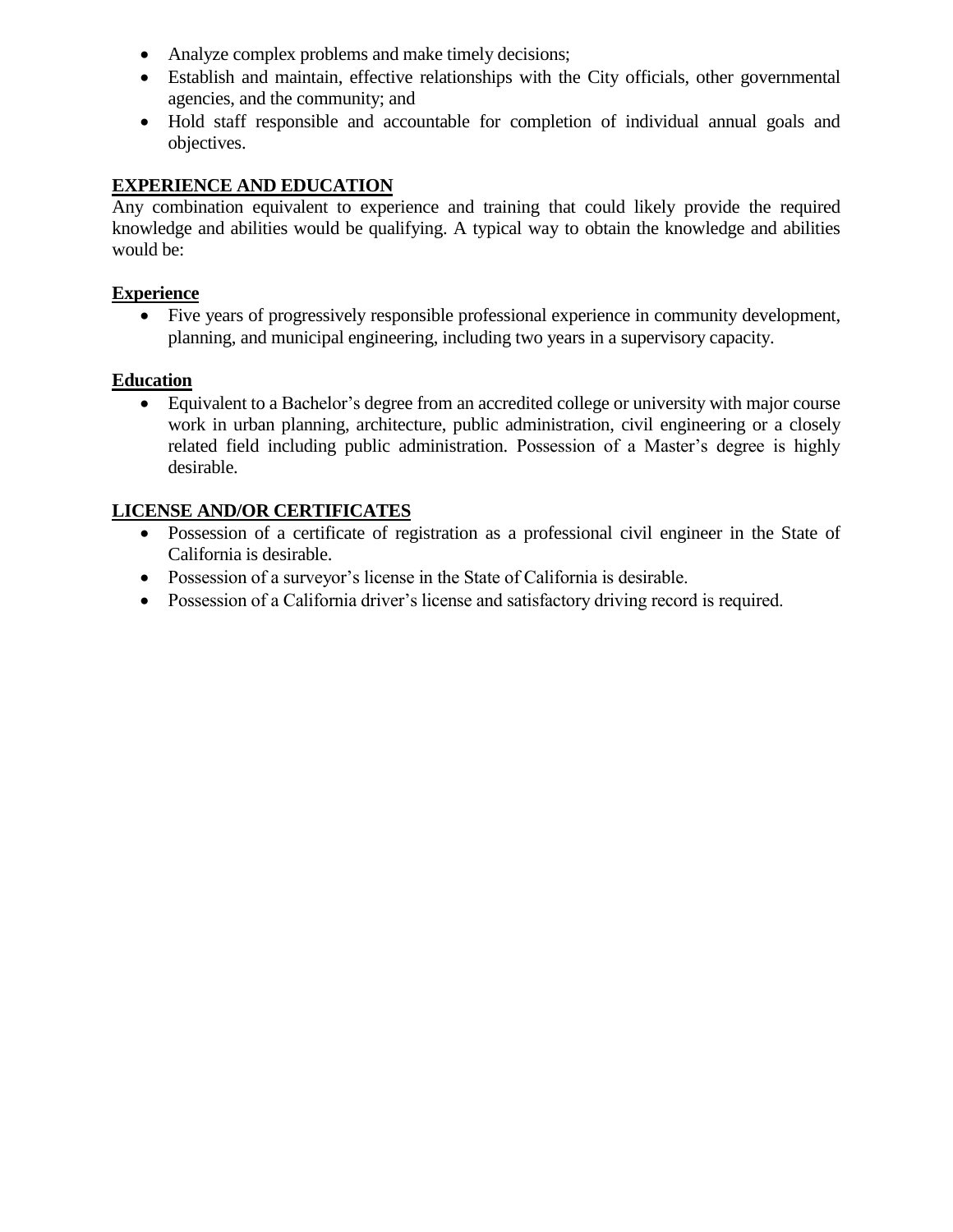- Analyze complex problems and make timely decisions;
- Establish and maintain, effective relationships with the City officials, other governmental agencies, and the community; and
- Hold staff responsible and accountable for completion of individual annual goals and objectives.

## EXPERIENCE AND EDUCATION

Any combination equivalent to experience and training that could likely provide the required knowledge and abilities would be qualifying. A typical way to obtain the knowledge and abilities would be:

### Experience

- Five years of progressively responsible professional experience in community development, planning, and municipal engineering, including two years in a supervisory capacity.

### Education

- Equivalent to a Bachelor's degree from an accredited college or university with major course work in urban planning, architecture, public administration, civil engineering or a closely related field including public administration. Possession of a Master's degree is highly desirable.

## LICENSE AND/OR CERTIFICATES

- Possession of a certificate of registration as a professional civil engineer in the State of California is desirable.
- Possession of a surveyor's license in the State of California is desirable.
- Possession of a California driver's license and satisfactory driving record is required.